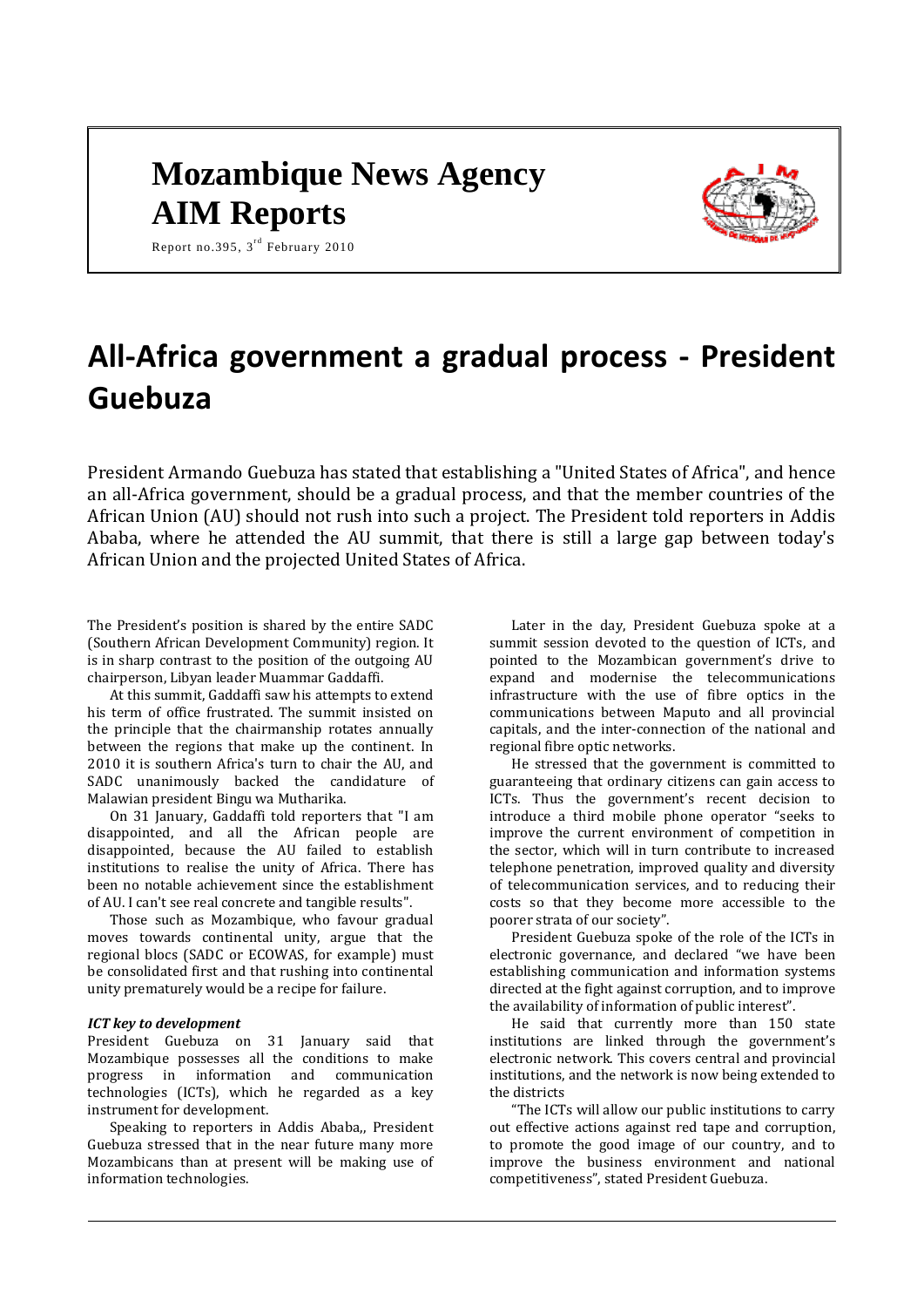# Mozambique News Agency
# AIM Reports

Report no.395, 3rd February 2010

# All-Africa government a gradual process - President Guebuza

President Armando Guebuza has stated that establishing a "United States of Africa", and hence an all-Africa government, should be a gradual process, and that the member countries of the African Union (AU) should not rush into such a project. The President told reporters in Addis Ababa, where he attended the AU summit, that there is still a large gap between today's African Union and the projected United States of Africa.

The President's position is shared by the entire SADC (Southern African Development Community) region. It is in sharp contrast to the position of the outgoing AU chairperson, Libyan leader Muammar Gaddaffi.

At this summit, Gaddaffi saw his attempts to extend his term of office frustrated. The summit insisted on the principle that the chairmanship rotates annually between the regions that make up the continent. In 2010 it is southern Africa's turn to chair the AU, and SADC unanimously backed the candidature of Malawian president Bingu wa Mutharika.

On 31 January, Gaddaffi told reporters that "I am disappointed, and all the African people are disappointed, because the AU failed to establish institutions to realise the unity of Africa. There has been no notable achievement since the establishment of AU. I can't see real concrete and tangible results".

Those such as Mozambique, who favour gradual moves towards continental unity, argue that the regional blocs (SADC or ECOWAS, for example) must be consolidated first and that rushing into continental unity prematurely would be a recipe for failure.

### *ICT key to development*

President Guebuza on 31 January said that Mozambique possesses all the conditions to make progress in information and communication technologies (ICTs), which he regarded as a key instrument for development.

Speaking to reporters in Addis Ababa,, President Guebuza stressed that in the near future many more Mozambicans than at present will be making use of information technologies.

Later in the day, President Guebuza spoke at a summit session devoted to the question of ICTs, and pointed to the Mozambican government's drive to expand and modernise the telecommunications infrastructure with the use of fibre optics in the communications between Maputo and all provincial capitals, and the inter-connection of the national and regional fibre optic networks.

He stressed that the government is committed to guaranteeing that ordinary citizens can gain access to ICTs. Thus the government's recent decision to introduce a third mobile phone operator "seeks to improve the current environment of competition in the sector, which will in turn contribute to increased telephone penetration, improved quality and diversity of telecommunication services, and to reducing their costs so that they become more accessible to the poorer strata of our society".

President Guebuza spoke of the role of the ICTs in electronic governance, and declared "we have been establishing communication and information systems directed at the fight against corruption, and to improve the availability of information of public interest".

He said that currently more than 150 state institutions are linked through the government's electronic network. This covers central and provincial institutions, and the network is now being extended to the districts

"The ICTs will allow our public institutions to carry out effective actions against red tape and corruption, to promote the good image of our country, and to improve the business environment and national competitiveness", stated President Guebuza.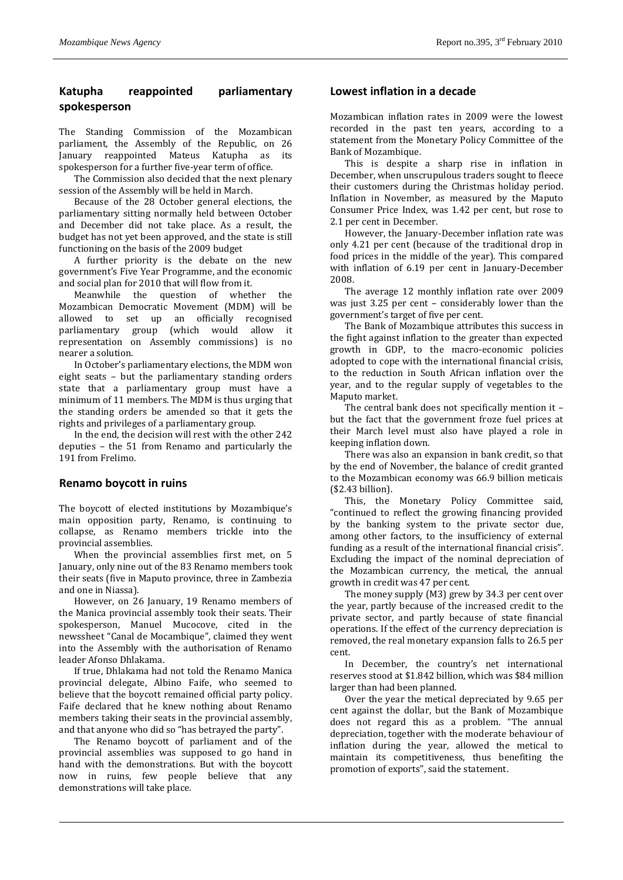## Katupha reappointed parliamentary spokesperson

The Standing Commission of the Mozambican parliament, the Assembly of the Republic, on 26 January reappointed Mateus Katupha as its spokesperson for a further five-year term of office.

The Commission also decided that the next plenary session of the Assembly will be held in March.

Because of the 28 October general elections, the parliamentary sitting normally held between October and December did not take place. As a result, the budget has not yet been approved, and the state is still functioning on the basis of the 2009 budget

A further priority is the debate on the new government's Five Year Programme, and the economic and social plan for 2010 that will flow from it.

Meanwhile the question of whether the Mozambican Democratic Movement (MDM) will be allowed to set up an officially recognised parliamentary group (which would allow it representation on Assembly commissions) is no nearer a solution.

In October's parliamentary elections, the MDM won eight seats – but the parliamentary standing orders state that a parliamentary group must have a minimum of 11 members. The MDM is thus urging that the standing orders be amended so that it gets the rights and privileges of a parliamentary group.

In the end, the decision will rest with the other 242 deputies – the 51 from Renamo and particularly the 191 from Frelimo.

## Renamo boycott in ruins

The boycott of elected institutions by Mozambique's main opposition party, Renamo, is continuing to collapse, as Renamo members trickle into the provincial assemblies.

When the provincial assemblies first met, on 5 January, only nine out of the 83 Renamo members took their seats (five in Maputo province, three in Zambezia and one in Niassa).

However, on 26 January, 19 Renamo members of the Manica provincial assembly took their seats. Their spokesperson, Manuel Mucocove, cited in the newssheet "Canal de Mocambique", claimed they went into the Assembly with the authorisation of Renamo leader Afonso Dhlakama.

If true, Dhlakama had not told the Renamo Manica provincial delegate, Albino Faife, who seemed to believe that the boycott remained official party policy. Faife declared that he knew nothing about Renamo members taking their seats in the provincial assembly, and that anyone who did so "has betrayed the party".

The Renamo boycott of parliament and of the provincial assemblies was supposed to go hand in hand with the demonstrations. But with the boycott now in ruins, few people believe that any demonstrations will take place.

## Lowest inflation in a decade

Mozambican inflation rates in 2009 were the lowest recorded in the past ten years, according to a statement from the Monetary Policy Committee of the Bank of Mozambique.

This is despite a sharp rise in inflation in December, when unscrupulous traders sought to fleece their customers during the Christmas holiday period. Inflation in November, as measured by the Maputo Consumer Price Index, was 1.42 per cent, but rose to 2.1 per cent in December.

However, the January-December inflation rate was only 4.21 per cent (because of the traditional drop in food prices in the middle of the year). This compared with inflation of 6.19 per cent in January-December 2008.

The average 12 monthly inflation rate over 2009 was just 3.25 per cent – considerably lower than the government's target of five per cent.

The Bank of Mozambique attributes this success in the fight against inflation to the greater than expected growth in GDP, to the macro-economic policies adopted to cope with the international financial crisis, to the reduction in South African inflation over the year, and to the regular supply of vegetables to the Maputo market.

The central bank does not specifically mention it – but the fact that the government froze fuel prices at their March level must also have played a role in keeping inflation down.

There was also an expansion in bank credit, so that by the end of November, the balance of credit granted to the Mozambican economy was 66.9 billion meticais ($2.43 billion).

This, the Monetary Policy Committee said, "continued to reflect the growing financing provided by the banking system to the private sector due, among other factors, to the insufficiency of external funding as a result of the international financial crisis". Excluding the impact of the nominal depreciation of the Mozambican currency, the metical, the annual growth in credit was 47 per cent.

The money supply (M3) grew by 34.3 per cent over the year, partly because of the increased credit to the private sector, and partly because of state financial operations. If the effect of the currency depreciation is removed, the real monetary expansion falls to 26.5 per cent.

In December, the country's net international reserves stood at $1.842 billion, which was $84 million larger than had been planned.

Over the year the metical depreciated by 9.65 per cent against the dollar, but the Bank of Mozambique does not regard this as a problem. "The annual depreciation, together with the moderate behaviour of inflation during the year, allowed the metical to maintain its competitiveness, thus benefiting the promotion of exports", said the statement.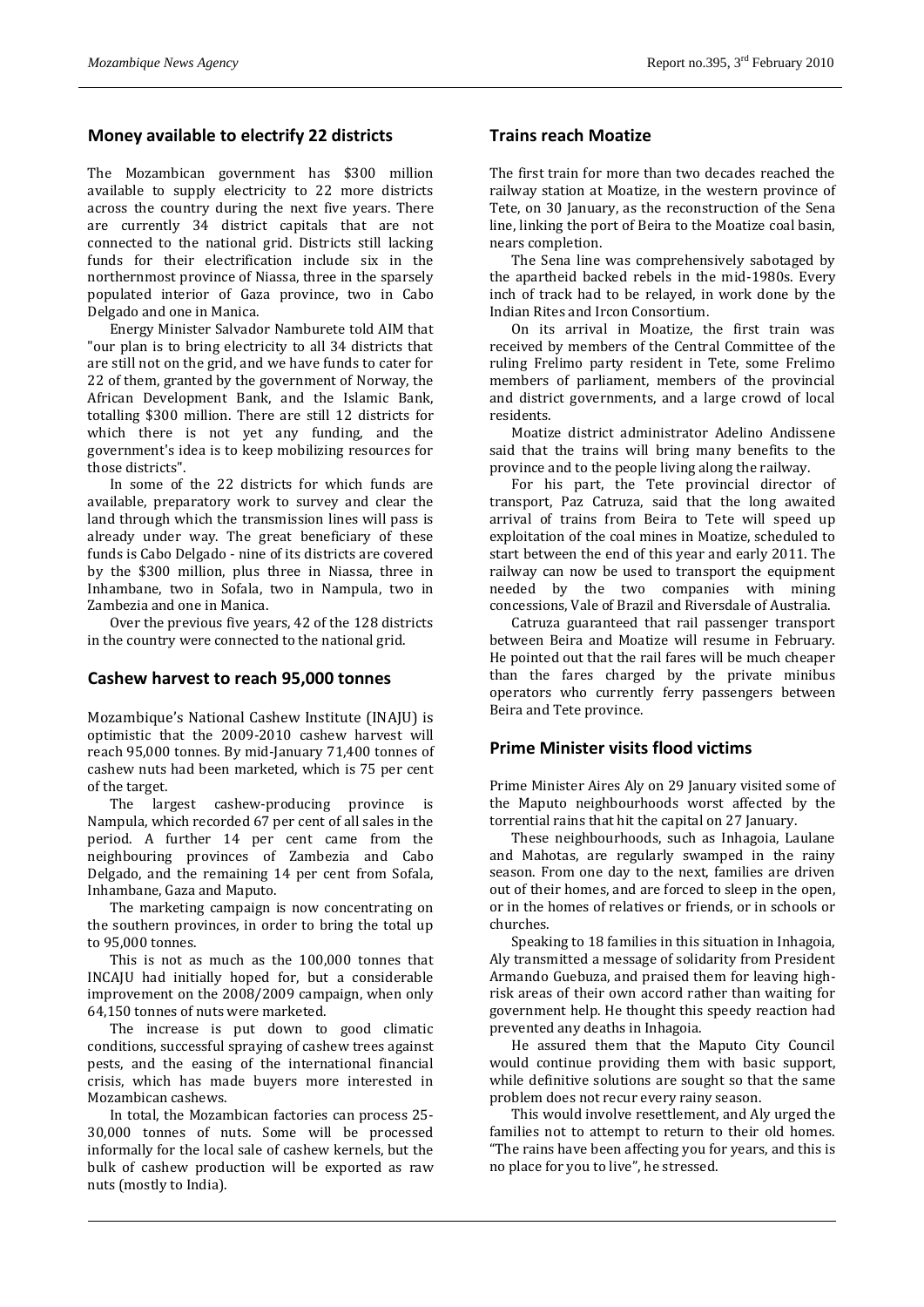## Money available to electrify 22 districts

The Mozambican government has $300 million available to supply electricity to 22 more districts across the country during the next five years. There are currently 34 district capitals that are not connected to the national grid. Districts still lacking funds for their electrification include six in the northernmost province of Niassa, three in the sparsely populated interior of Gaza province, two in Cabo Delgado and one in Manica.

Energy Minister Salvador Namburete told AIM that "our plan is to bring electricity to all 34 districts that are still not on the grid, and we have funds to cater for 22 of them, granted by the government of Norway, the African Development Bank, and the Islamic Bank, totalling $300 million. There are still 12 districts for which there is not yet any funding, and the government's idea is to keep mobilizing resources for those districts".

In some of the 22 districts for which funds are available, preparatory work to survey and clear the land through which the transmission lines will pass is already under way. The great beneficiary of these funds is Cabo Delgado - nine of its districts are covered by the $300 million, plus three in Niassa, three in Inhambane, two in Sofala, two in Nampula, two in Zambezia and one in Manica.

Over the previous five years, 42 of the 128 districts in the country were connected to the national grid.

## Cashew harvest to reach 95,000 tonnes

Mozambique's National Cashew Institute (INAJU) is optimistic that the 2009-2010 cashew harvest will reach 95,000 tonnes. By mid-January 71,400 tonnes of cashew nuts had been marketed, which is 75 per cent of the target.

The largest cashew-producing province is Nampula, which recorded 67 per cent of all sales in the period. A further 14 per cent came from the neighbouring provinces of Zambezia and Cabo Delgado, and the remaining 14 per cent from Sofala, Inhambane, Gaza and Maputo.

The marketing campaign is now concentrating on the southern provinces, in order to bring the total up to 95,000 tonnes.

This is not as much as the 100,000 tonnes that INCAJU had initially hoped for, but a considerable improvement on the 2008/2009 campaign, when only 64,150 tonnes of nuts were marketed.

The increase is put down to good climatic conditions, successful spraying of cashew trees against pests, and the easing of the international financial crisis, which has made buyers more interested in Mozambican cashews.

In total, the Mozambican factories can process 25-30,000 tonnes of nuts. Some will be processed informally for the local sale of cashew kernels, but the bulk of cashew production will be exported as raw nuts (mostly to India).

## Trains reach Moatize

The first train for more than two decades reached the railway station at Moatize, in the western province of Tete, on 30 January, as the reconstruction of the Sena line, linking the port of Beira to the Moatize coal basin, nears completion.

The Sena line was comprehensively sabotaged by the apartheid backed rebels in the mid-1980s. Every inch of track had to be relayed, in work done by the Indian Rites and Ircon Consortium.

On its arrival in Moatize, the first train was received by members of the Central Committee of the ruling Frelimo party resident in Tete, some Frelimo members of parliament, members of the provincial and district governments, and a large crowd of local residents.

Moatize district administrator Adelino Andissene said that the trains will bring many benefits to the province and to the people living along the railway.

For his part, the Tete provincial director of transport, Paz Catruza, said that the long awaited arrival of trains from Beira to Tete will speed up exploitation of the coal mines in Moatize, scheduled to start between the end of this year and early 2011. The railway can now be used to transport the equipment needed by the two companies with mining concessions, Vale of Brazil and Riversdale of Australia.

Catruza guaranteed that rail passenger transport between Beira and Moatize will resume in February. He pointed out that the rail fares will be much cheaper than the fares charged by the private minibus operators who currently ferry passengers between Beira and Tete province.

## Prime Minister visits flood victims

Prime Minister Aires Aly on 29 January visited some of the Maputo neighbourhoods worst affected by the torrential rains that hit the capital on 27 January.

These neighbourhoods, such as Inhagoia, Laulane and Mahotas, are regularly swamped in the rainy season. From one day to the next, families are driven out of their homes, and are forced to sleep in the open, or in the homes of relatives or friends, or in schools or churches.

Speaking to 18 families in this situation in Inhagoia, Aly transmitted a message of solidarity from President Armando Guebuza, and praised them for leaving high-risk areas of their own accord rather than waiting for government help. He thought this speedy reaction had prevented any deaths in Inhagoia.

He assured them that the Maputo City Council would continue providing them with basic support, while definitive solutions are sought so that the same problem does not recur every rainy season.

This would involve resettlement, and Aly urged the families not to attempt to return to their old homes. "The rains have been affecting you for years, and this is no place for you to live", he stressed.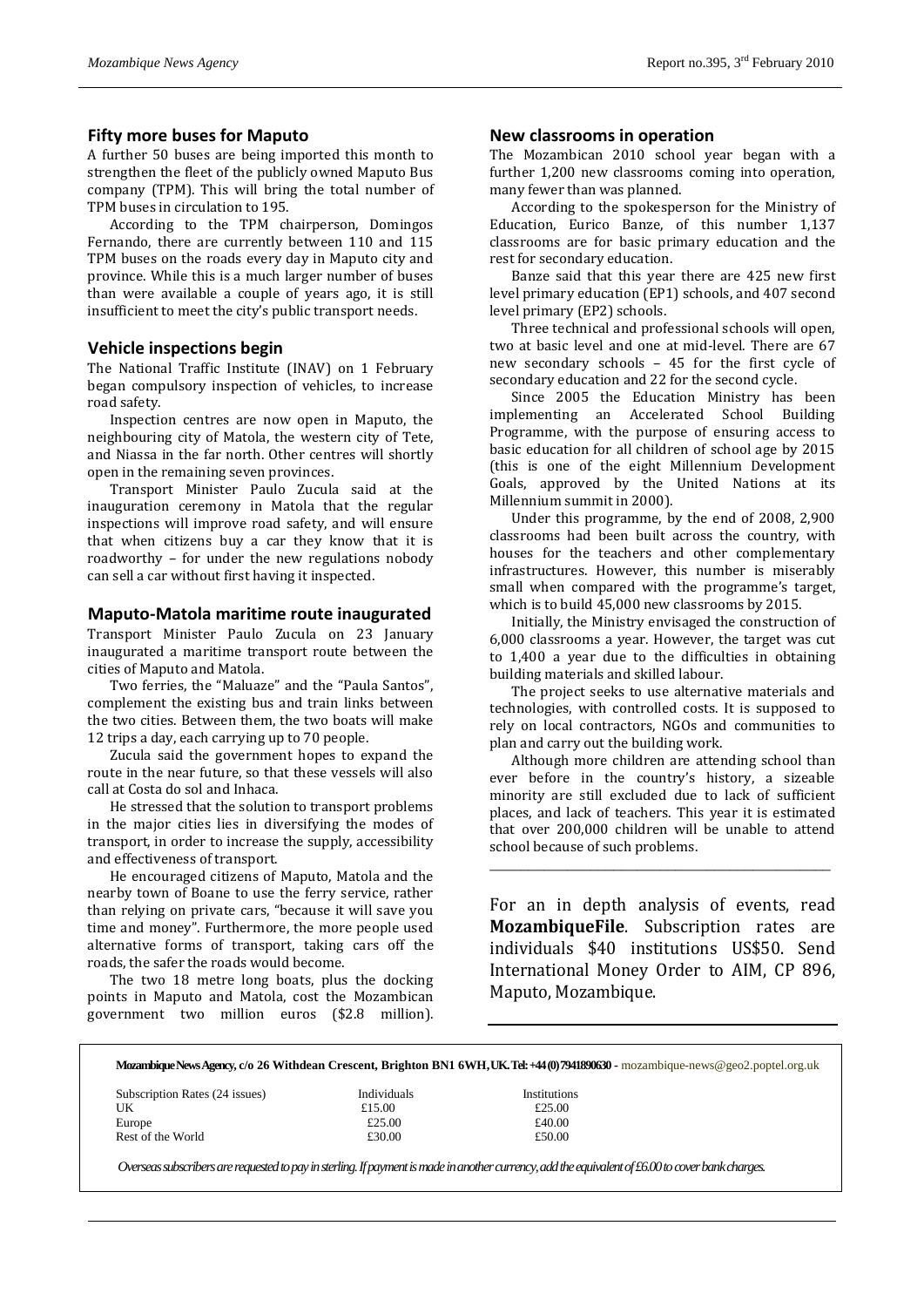## Fifty more buses for Maputo

A further 50 buses are being imported this month to strengthen the fleet of the publicly owned Maputo Bus company (TPM). This will bring the total number of TPM buses in circulation to 195.

According to the TPM chairperson, Domingos Fernando, there are currently between 110 and 115 TPM buses on the roads every day in Maputo city and province. While this is a much larger number of buses than were available a couple of years ago, it is still insufficient to meet the city's public transport needs.

## Vehicle inspections begin

The National Traffic Institute (INAV) on 1 February began compulsory inspection of vehicles, to increase road safety.

Inspection centres are now open in Maputo, the neighbouring city of Matola, the western city of Tete, and Niassa in the far north. Other centres will shortly open in the remaining seven provinces.

Transport Minister Paulo Zucula said at the inauguration ceremony in Matola that the regular inspections will improve road safety, and will ensure that when citizens buy a car they know that it is roadworthy – for under the new regulations nobody can sell a car without first having it inspected.

## Maputo-Matola maritime route inaugurated

Transport Minister Paulo Zucula on 23 January inaugurated a maritime transport route between the cities of Maputo and Matola.

Two ferries, the "Maluaze" and the "Paula Santos", complement the existing bus and train links between the two cities. Between them, the two boats will make 12 trips a day, each carrying up to 70 people.

Zucula said the government hopes to expand the route in the near future, so that these vessels will also call at Costa do sol and Inhaca.

He stressed that the solution to transport problems in the major cities lies in diversifying the modes of transport, in order to increase the supply, accessibility and effectiveness of transport.

He encouraged citizens of Maputo, Matola and the nearby town of Boane to use the ferry service, rather than relying on private cars, "because it will save you time and money". Furthermore, the more people used alternative forms of transport, taking cars off the roads, the safer the roads would become.

The two 18 metre long boats, plus the docking points in Maputo and Matola, cost the Mozambican government two million euros ($2.8 million).

## New classrooms in operation

The Mozambican 2010 school year began with a further 1,200 new classrooms coming into operation, many fewer than was planned.

According to the spokesperson for the Ministry of Education, Eurico Banze, of this number 1,137 classrooms are for basic primary education and the rest for secondary education.

Banze said that this year there are 425 new first level primary education (EP1) schools, and 407 second level primary (EP2) schools.

Three technical and professional schools will open, two at basic level and one at mid-level. There are 67 new secondary schools – 45 for the first cycle of secondary education and 22 for the second cycle.

Since 2005 the Education Ministry has been implementing an Accelerated School Building Programme, with the purpose of ensuring access to basic education for all children of school age by 2015 (this is one of the eight Millennium Development Goals, approved by the United Nations at its Millennium summit in 2000).

Under this programme, by the end of 2008, 2,900 classrooms had been built across the country, with houses for the teachers and other complementary infrastructures. However, this number is miserably small when compared with the programme's target, which is to build 45,000 new classrooms by 2015.

Initially, the Ministry envisaged the construction of 6,000 classrooms a year. However, the target was cut to 1,400 a year due to the difficulties in obtaining building materials and skilled labour.

The project seeks to use alternative materials and technologies, with controlled costs. It is supposed to rely on local contractors, NGOs and communities to plan and carry out the building work.

Although more children are attending school than ever before in the country's history, a sizeable minority are still excluded due to lack of sufficient places, and lack of teachers. This year it is estimated that over 200,000 children will be unable to attend school because of such problems.

---

For an in depth analysis of events, read **MozambiqueFile**. Subscription rates are individuals $40 institutions US$50. Send International Money Order to AIM, CP 896, Maputo, Mozambique.

---

**Mozambique News Agency, c/o 26 Withdean Crescent, Brighton BN1 6WH, UK. Tel: +44 (0) 7941890630 -** mozambique-news@geo2.poptel.org.uk

| Subscription Rates (24 issues) | Individuals | Institutions |
|---|---|---|
| UK | £15.00 | £25.00 |
| Europe | £25.00 | £40.00 |
| Rest of the World | £30.00 | £50.00 |

*Overseas subscribers are requested to pay in sterling. If payment is made in another currency, add the equivalent of £6.00 to cover bank charges.*